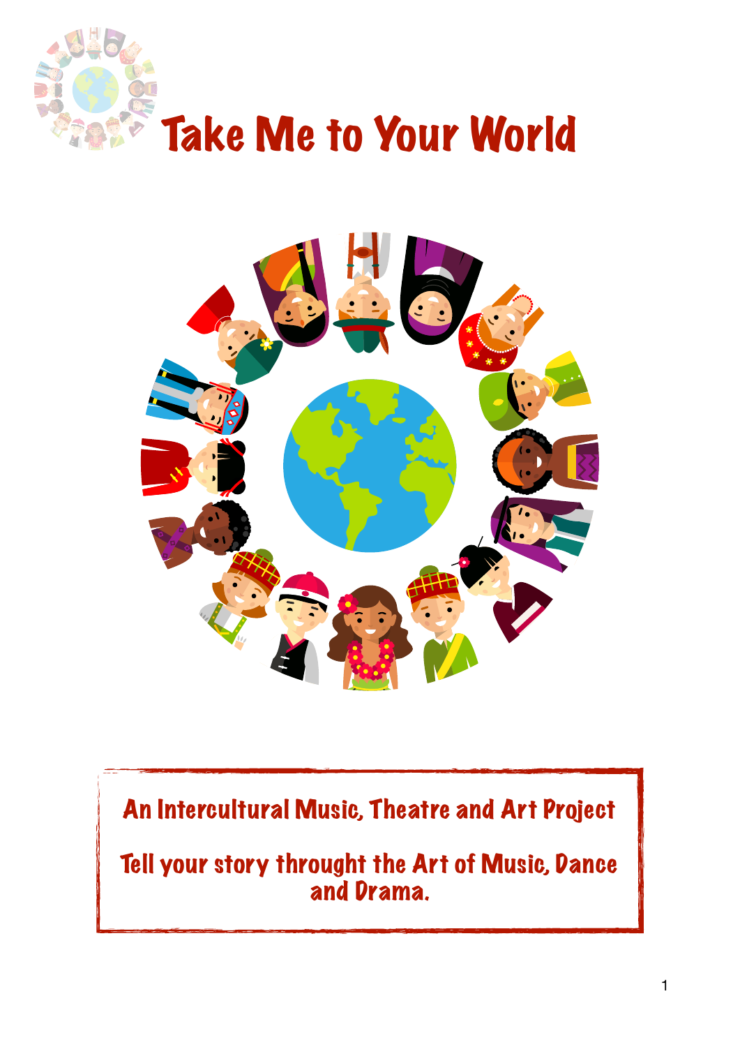# Take Me to Your World

**An Intercultural Music, Theatre and Art Project**

**Tell your story throught the Art of Music, Dance and Drama.**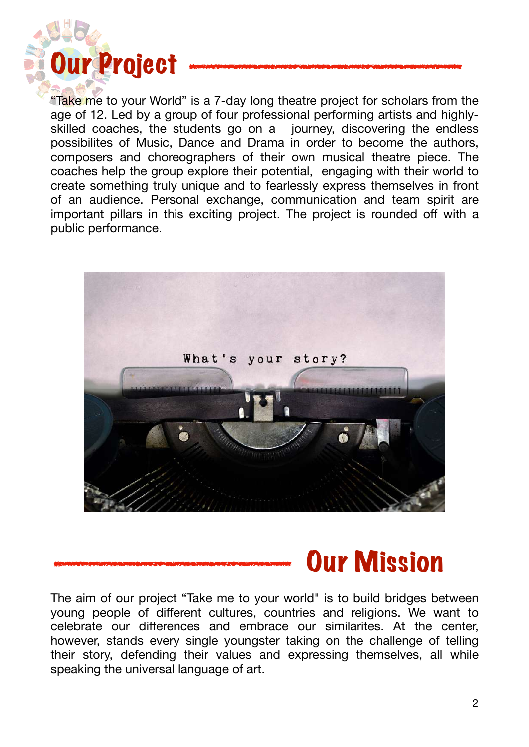# Our Project

“Take me to your World” is a 7-day long theatre project for scholars from the age of 12. Led by a group of four professional performing artists and highly-skilled coaches, the students go on a  journey, discovering the endless possibilites of Music, Dance and Drama in order to become the authors, composers and choreographers of their own musical theatre piece. The coaches help the group explore their potential,  engaging with their world to create something truly unique and to fearlessly express themselves in front of an audience. Personal exchange, communication and team spirit are important pillars in this exciting project. The project is rounded off with a public performance.

# Our Mission

The aim of our project “Take me to your world" is to build bridges between young people of different cultures, countries and religions. We want to celebrate our differences and embrace our similarites. At the center, however, stands every single youngster taking on the challenge of telling their story, defending their values and expressing themselves, all while speaking the universal language of art.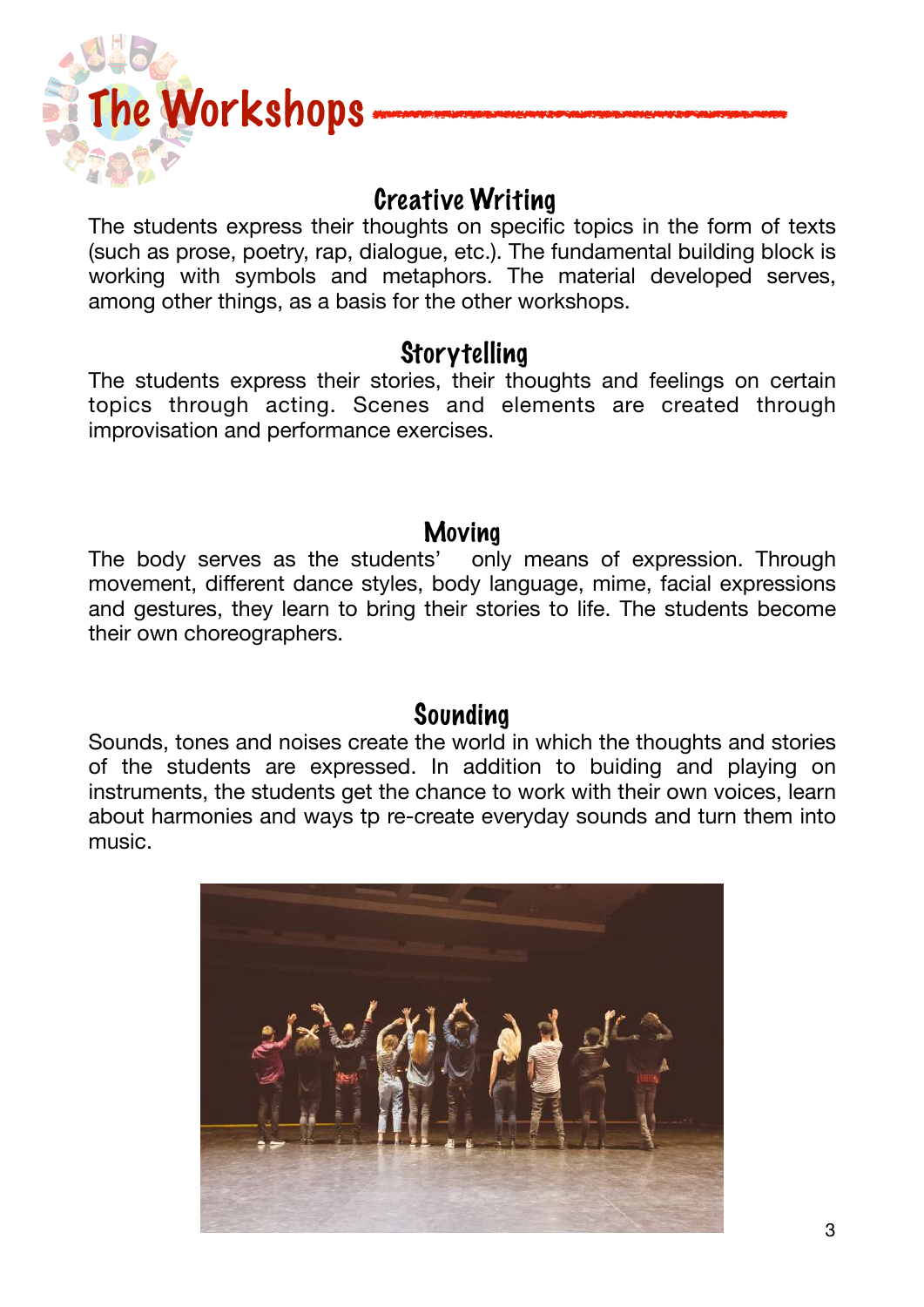# The Workshops

## Creative Writing

The students express their thoughts on specific topics in the form of texts (such as prose, poetry, rap, dialogue, etc.). The fundamental building block is working with symbols and metaphors. The material developed serves, among other things, as a basis for the other workshops.

## Storytelling

The students express their stories, their thoughts and feelings on certain topics through acting. Scenes and elements are created through improvisation and performance exercises.

## Moving

The body serves as the students' only means of expression. Through movement, different dance styles, body language, mime, facial expressions and gestures, they learn to bring their stories to life. The students become their own choreographers.

## Sounding

Sounds, tones and noises create the world in which the thoughts and stories of the students are expressed. In addition to buiding and playing on instruments, the students get the chance to work with their own voices, learn about harmonies and ways tp re-create everyday sounds and turn them into music.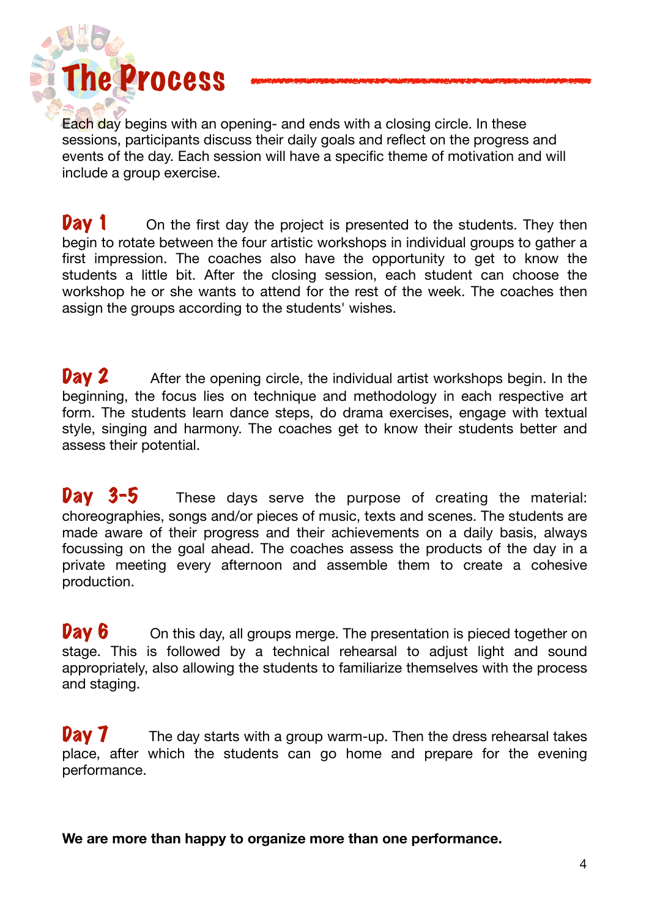# The Process

Each day begins with an opening- and ends with a closing circle. In these sessions, participants discuss their daily goals and reflect on the progress and events of the day. Each session will have a specific theme of motivation and will include a group exercise.

## Day 1

On the first day the project is presented to the students. They then begin to rotate between the four artistic workshops in individual groups to gather a first impression. The coaches also have the opportunity to get to know the students a little bit. After the closing session, each student can choose the workshop he or she wants to attend for the rest of the week. The coaches then assign the groups according to the students' wishes.

## Day 2

After the opening circle, the individual artist workshops begin. In the beginning, the focus lies on technique and methodology in each respective art form. The students learn dance steps, do drama exercises, engage with textual style, singing and harmony. The coaches get to know their students better and assess their potential.

## Day 3-5

These days serve the purpose of creating the material: choreographies, songs and/or pieces of music, texts and scenes. The students are made aware of their progress and their achievements on a daily basis, always focussing on the goal ahead. The coaches assess the products of the day in a private meeting every afternoon and assemble them to create a cohesive production.

## Day 6

On this day, all groups merge. The presentation is pieced together on stage. This is followed by a technical rehearsal to adjust light and sound appropriately, also allowing the students to familiarize themselves with the process and staging.

## Day 7

The day starts with a group warm-up. Then the dress rehearsal takes place, after which the students can go home and prepare for the evening performance.

**We are more than happy to organize more than one performance.**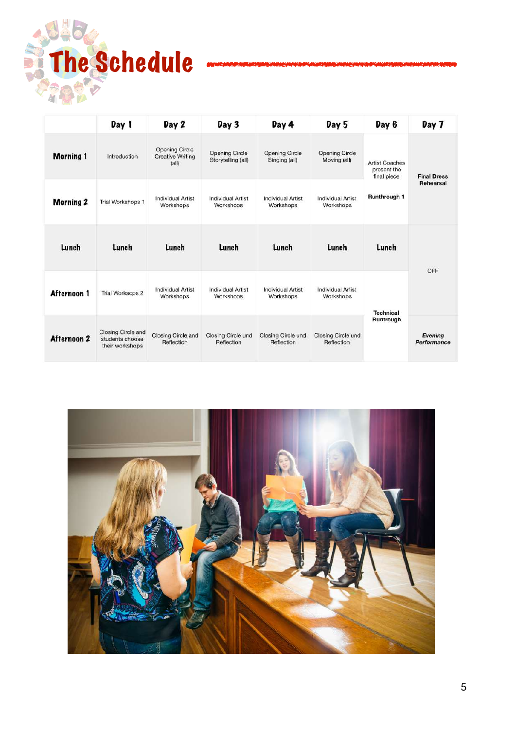# The Schedule

| | Day 1 | Day 2 | Day 3 | Day 4 | Day 5 | Day 6 | Day 7 |
|---|---|---|---|---|---|---|---|
| **Morning 1** | Introduction | Opening Circle Creative Writing (all) | Opening Circle Storytelling (all) | Opening Circle Singing (all) | Opening Circle Moving (all) | Artist Coaches present the final piece | **Final Dress Rehearsal** |
| **Morning 2** | Trial Workshops 1 | Individual Artist Workshops | Individual Artist Workshops | Individual Artist Workshops | Individual Artist Workshops | **Runthrough 1** | |
| **Lunch** | **Lunch** | **Lunch** | **Lunch** | **Lunch** | **Lunch** | **Lunch** | OFF |
| **Afternoon 1** | Trial Worksops 2 | Individual Artist Workshops | Individual Artist Workshops | Individual Artist Workshops | Individual Artist Workshops | **Technical Runtrough** | |
| **Afternoon 2** | Closing Circle and students choose their workshops | Closing Circle and Reflection | Closing Circle und Reflection | Closing Circle und Reflection | Closing Circle und Reflection | | ***Evening Performance*** |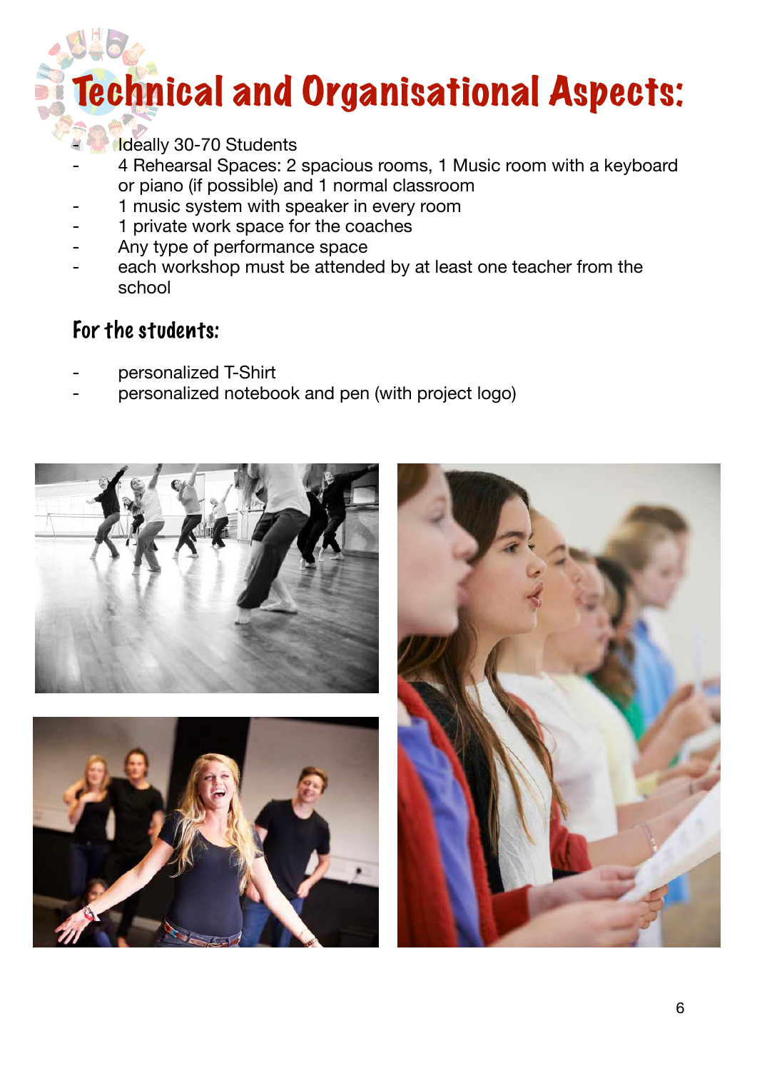# Technical and Organisational Aspects:

- Ideally 30-70 Students
- 4 Rehearsal Spaces: 2 spacious rooms, 1 Music room with a keyboard or piano (if possible) and 1 normal classroom
- 1 music system with speaker in every room
- 1 private work space for the coaches
- Any type of performance space
- each workshop must be attended by at least one teacher from the school

## For the students:

- personalized T-Shirt
- personalized notebook and pen (with project logo)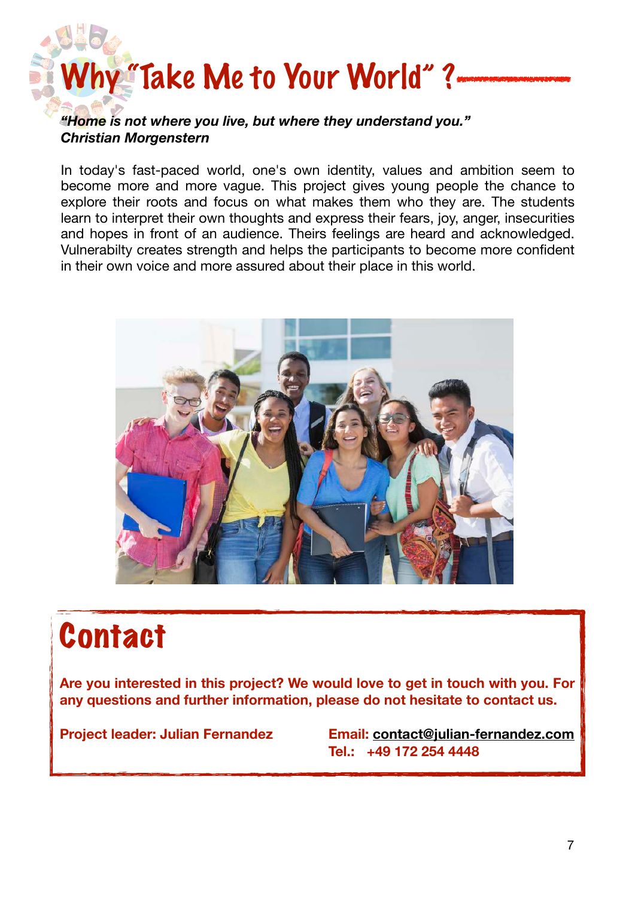# Why "Take Me to Your World" ?

***"Home is not where you live, but where they understand you."***
***Christian Morgenstern***

In today's fast-paced world, one's own identity, values and ambition seem to become more and more vague. This project gives young people the chance to explore their roots and focus on what makes them who they are. The students learn to interpret their own thoughts and express their fears, joy, anger, insecurities and hopes in front of an audience. Theirs feelings are heard and acknowledged. Vulnerabilty creates strength and helps the participants to become more confident in their own voice and more assured about their place in this world.

# Contact

**Are you interested in this project? We would love to get in touch with you. For any questions and further information, please do not hesitate to contact us.**

**Project leader: Julian Fernandez**

**Email: contact@julian-fernandez.com**
**Tel.: +49 172 254 4448**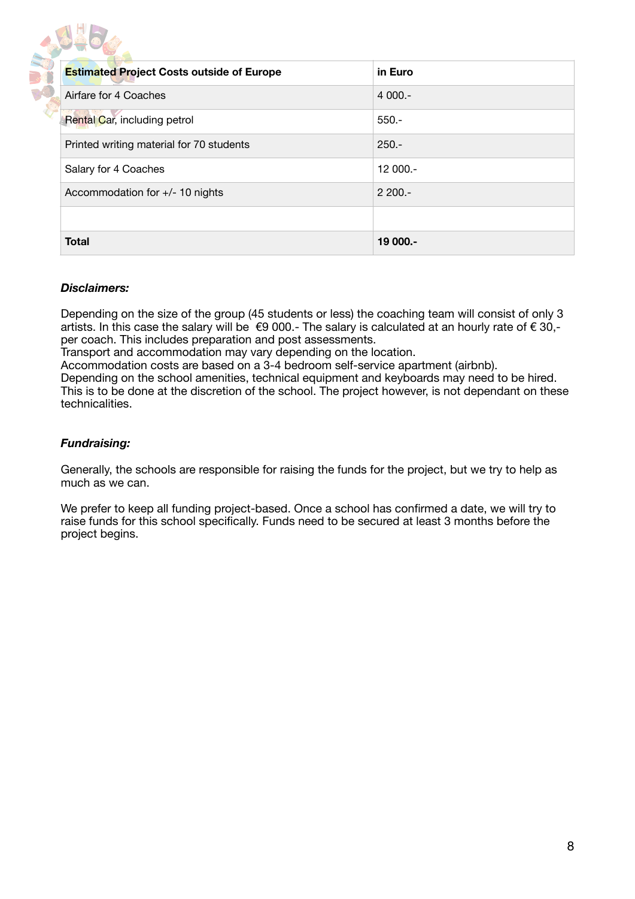| Estimated Project Costs outside of Europe | in Euro |
|---|---|
| Airfare for 4 Coaches | 4 000.- |
| Rental Car, including petrol | 550.- |
| Printed writing material for 70 students | 250.- |
| Salary for 4 Coaches | 12 000.- |
| Accommodation for +/- 10 nights | 2 200.- |
| | |
| **Total** | **19 000.-** |

***Disclaimers:***

Depending on the size of the group (45 students or less) the coaching team will consist of only 3 artists. In this case the salary will be €9 000.- The salary is calculated at an hourly rate of € 30,- per coach. This includes preparation and post assessments.
Transport and accommodation may vary depending on the location.
Accommodation costs are based on a 3-4 bedroom self-service apartment (airbnb).
Depending on the school amenities, technical equipment and keyboards may need to be hired. This is to be done at the discretion of the school. The project however, is not dependant on these technicalities.

***Fundraising:***

Generally, the schools are responsible for raising the funds for the project, but we try to help as much as we can.

We prefer to keep all funding project-based. Once a school has confirmed a date, we will try to raise funds for this school specifically. Funds need to be secured at least 3 months before the project begins.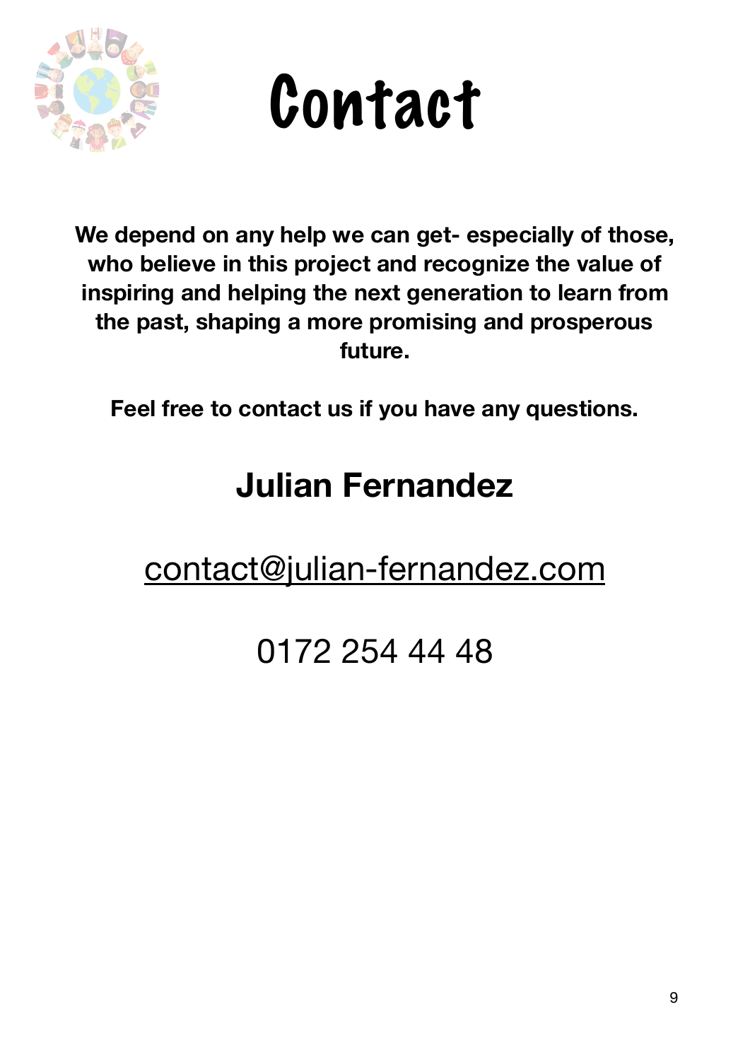# Contact

**We depend on any help we can get- especially of those, who believe in this project and recognize the value of inspiring and helping the next generation to learn from the past, shaping a more promising and prosperous future.**

**Feel free to contact us if you have any questions.**

## Julian Fernandez

contact@julian-fernandez.com

0172 254 44 48